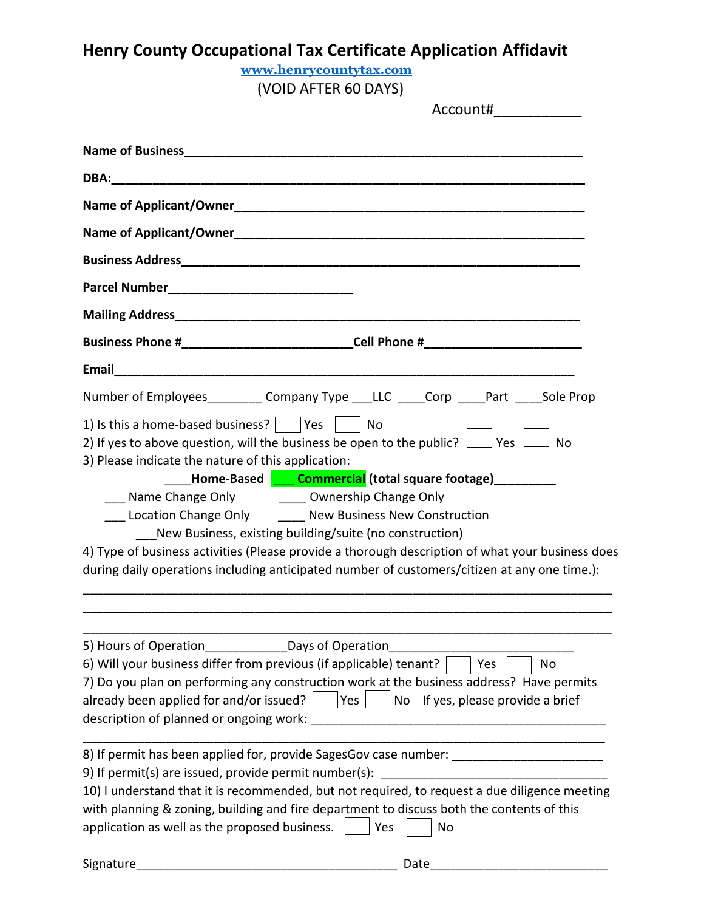# Henry County Occupational Tax Certificate Application Affidavit

www.henrycountytax.com

(VOID AFTER 60 DAYS)

Account#___________

**Name of Business**____________________________________________________________

**DBA:**_______________________________________________________________________

**Name of Applicant/Owner**____________________________________________________

**Name of Applicant/Owner**____________________________________________________

**Business Address**__________________________________________________________

**Parcel Number**____________________________

**Mailing Address**__________________________________________________________

**Business Phone #**_________________________**Cell Phone #**_______________________

**Email**______________________________________________________________________

Number of Employees________ Company Type ___LLC ____Corp ____Part ____Sole Prop

1) Is this a home-based business? ☐ Yes ☐ No

2) If yes to above question, will the business be open to the public? ☐ Yes ☐ No

3) Please indicate the nature of this application:

____**Home-Based** ___ **Commercial** **(total square footage)**_________

___ Name Change Only ____ Ownership Change Only

___ Location Change Only ____ New Business New Construction

___New Business, existing building/suite (no construction)

4) Type of business activities (Please provide a thorough description of what your business does during daily operations including anticipated number of customers/citizen at any one time.):

______________________________________________________________________________

______________________________________________________________________________

______________________________________________________________________________

5) Hours of Operation____________Days of Operation__________________________

6) Will your business differ from previous (if applicable) tenant? ☐ Yes ☐ No

7) Do you plan on performing any construction work at the business address? Have permits already been applied for and/or issued? ☐ Yes ☐ No If yes, please provide a brief description of planned or ongoing work: ____________________________________________

______________________________________________________________________________

8) If permit has been applied for, provide SagesGov case number: ______________________

9) If permit(s) are issued, provide permit number(s): __________________________________

10) I understand that it is recommended, but not required, to request a due diligence meeting with planning & zoning, building and fire department to discuss both the contents of this application as well as the proposed business. ☐ Yes ☐ No

Signature_______________________________________ Date__________________________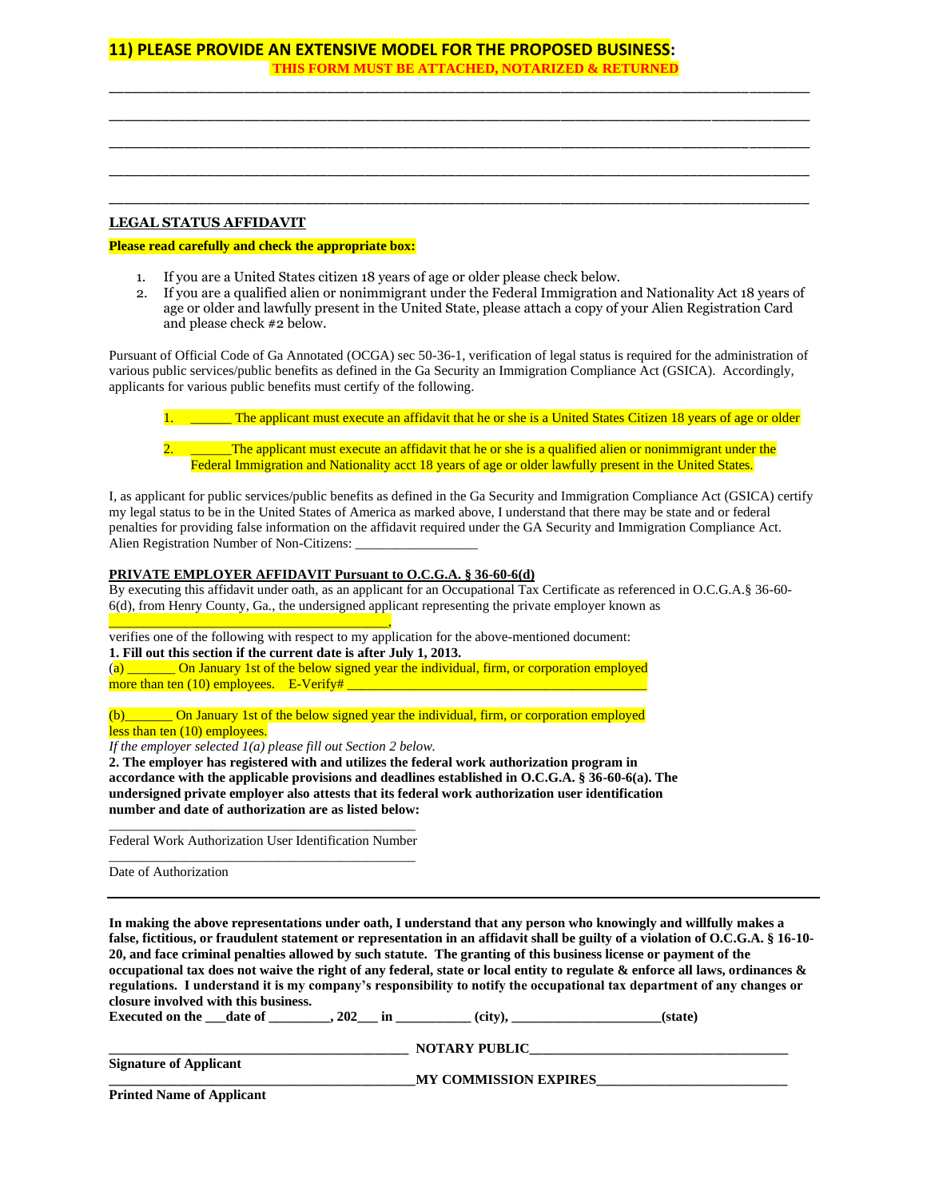## 11) PLEASE PROVIDE AN EXTENSIVE MODEL FOR THE PROPOSED BUSINESS:

**THIS FORM MUST BE ATTACHED, NOTARIZED & RETURNED**

______________________________________________________________________________

______________________________________________________________________________

______________________________________________________________________________

______________________________________________________________________________

______________________________________________________________________________

### LEGAL STATUS AFFIDAVIT

**Please read carefully and check the appropriate box:**

1. If you are a United States citizen 18 years of age or older please check below.
2. If you are a qualified alien or nonimmigrant under the Federal Immigration and Nationality Act 18 years of age or older and lawfully present in the United State, please attach a copy of your Alien Registration Card and please check #2 below.

Pursuant of Official Code of Ga Annotated (OCGA) sec 50-36-1, verification of legal status is required for the administration of various public services/public benefits as defined in the Ga Security an Immigration Compliance Act (GSICA). Accordingly, applicants for various public benefits must certify of the following.

1. ______ The applicant must execute an affidavit that he or she is a United States Citizen 18 years of age or older

2. ______The applicant must execute an affidavit that he or she is a qualified alien or nonimmigrant under the Federal Immigration and Nationality acct 18 years of age or older lawfully present in the United States.

I, as applicant for public services/public benefits as defined in the Ga Security and Immigration Compliance Act (GSICA) certify my legal status to be in the United States of America as marked above, I understand that there may be state and or federal penalties for providing false information on the affidavit required under the GA Security and Immigration Compliance Act.
Alien Registration Number of Non-Citizens: _________________

### PRIVATE EMPLOYER AFFIDAVIT Pursuant to O.C.G.A. § 36-60-6(d)

By executing this affidavit under oath, as an applicant for an Occupational Tax Certificate as referenced in O.C.G.A.§ 36-60-6(d), from Henry County, Ga., the undersigned applicant representing the private employer known as
_______________________________________,
verifies one of the following with respect to my application for the above-mentioned document:

**1. Fill out this section if the current date is after July 1, 2013.**

(a) _______ On January 1st of the below signed year the individual, firm, or corporation employed more than ten (10) employees. E-Verify# ___________________________________________

(b)_______ On January 1st of the below signed year the individual, firm, or corporation employed less than ten (10) employees.

*If the employer selected 1(a) please fill out Section 2 below.*

**2. The employer has registered with and utilizes the federal work authorization program in accordance with the applicable provisions and deadlines established in O.C.G.A. § 36-60-6(a). The undersigned private employer also attests that its federal work authorization user identification number and date of authorization are as listed below:**

_____________________________________________
Federal Work Authorization User Identification Number

_____________________________________________
Date of Authorization

---

**In making the above representations under oath, I understand that any person who knowingly and willfully makes a false, fictitious, or fraudulent statement or representation in an affidavit shall be guilty of a violation of O.C.G.A. § 16-10-20, and face criminal penalties allowed by such statute. The granting of this business license or payment of the occupational tax does not waive the right of any federal, state or local entity to regulate & enforce all laws, ordinances & regulations. I understand it is my company's responsibility to notify the occupational tax department of any changes or closure involved with this business.**

**Executed on the ___date of _________, 202___ in ___________ (city), ______________________(state)**

_____________________________________________ **NOTARY PUBLIC**_____________________________________
**Signature of Applicant**

_____________________________________________**MY COMMISSION EXPIRES**___________________________
**Printed Name of Applicant**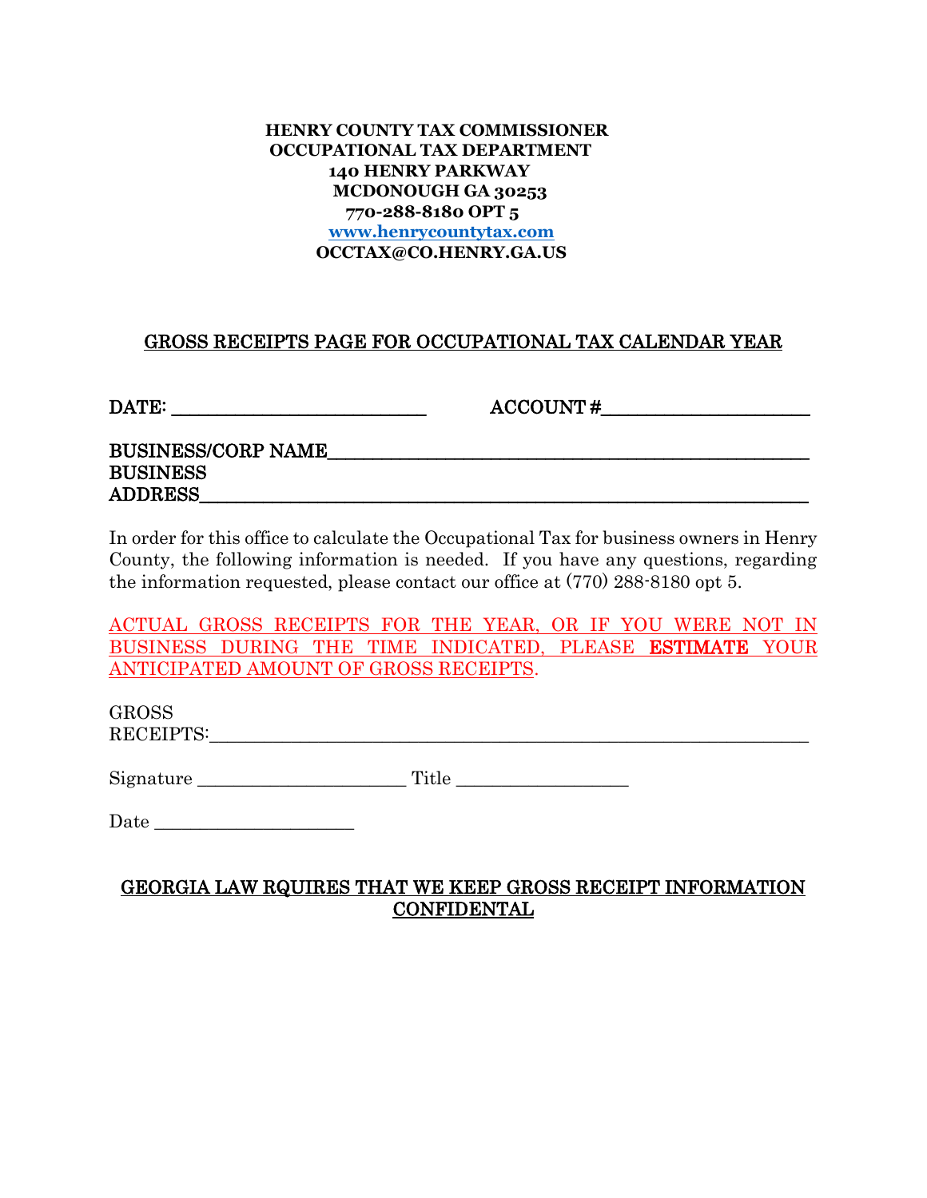**HENRY COUNTY TAX COMMISSIONER**
**OCCUPATIONAL TAX DEPARTMENT**
**140 HENRY PARKWAY**
**MCDONOUGH GA 30253**
**770-288-8180 OPT 5**
**[www.henrycountytax.com](http://www.henrycountytax.com)**
**OCCTAX@CO.HENRY.GA.US**

## GROSS RECEIPTS PAGE FOR OCCUPATIONAL TAX CALENDAR YEAR

DATE: ___________________________ ACCOUNT #_____________________

BUSINESS/CORP NAME_______________________________________________

BUSINESS ADDRESS_________________________________________________

In order for this office to calculate the Occupational Tax for business owners in Henry County, the following information is needed. If you have any questions, regarding the information requested, please contact our office at (770) 288-8180 opt 5.

ACTUAL GROSS RECEIPTS FOR THE YEAR, OR IF YOU WERE NOT IN BUSINESS DURING THE TIME INDICATED, PLEASE **ESTIMATE** YOUR ANTICIPATED AMOUNT OF GROSS RECEIPTS.

GROSS RECEIPTS:__________________________________________________

Signature ______________________ Title __________________

Date _____________________

**GEORGIA LAW RQUIRES THAT WE KEEP GROSS RECEIPT INFORMATION CONFIDENTAL**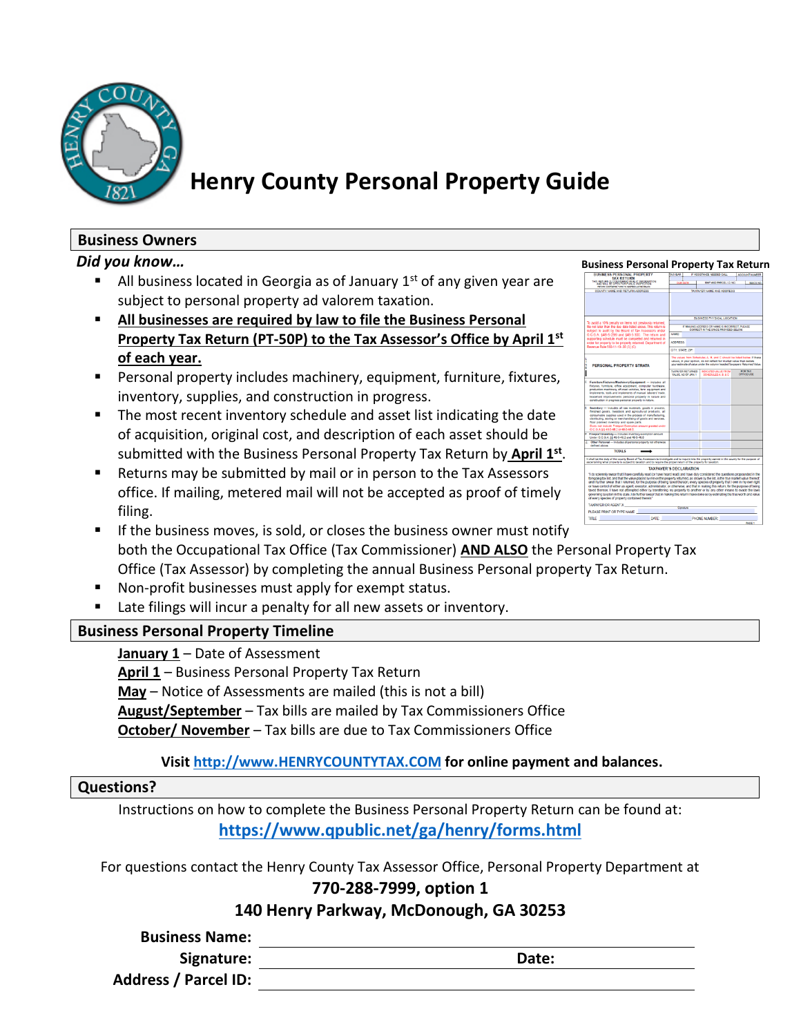# Henry County Personal Property Guide

## Business Owners

*Did you know…*

- All business located in Georgia as of January 1st of any given year are subject to personal property ad valorem taxation.
- **All businesses are required by law to file the Business Personal Property Tax Return (PT-50P) to the Tax Assessor's Office by April 1st of each year.**
- Personal property includes machinery, equipment, furniture, fixtures, inventory, supplies, and construction in progress.
- The most recent inventory schedule and asset list indicating the date of acquisition, original cost, and description of each asset should be submitted with the Business Personal Property Tax Return by **April 1st**.
- Returns may be submitted by mail or in person to the Tax Assessors office. If mailing, metered mail will not be accepted as proof of timely filing.
- If the business moves, is sold, or closes the business owner must notify both the Occupational Tax Office (Tax Commissioner) **AND ALSO** the Personal Property Tax Office (Tax Assessor) by completing the annual Business Personal property Tax Return.
- Non-profit businesses must apply for exempt status.
- Late filings will incur a penalty for all new assets or inventory.

**Business Personal Property Tax Return**

## Business Personal Property Timeline

**January 1** – Date of Assessment
**April 1** – Business Personal Property Tax Return
**May** – Notice of Assessments are mailed (this is not a bill)
**August/September** – Tax bills are mailed by Tax Commissioners Office
**October/ November** – Tax bills are due to Tax Commissioners Office

**Visit http://www.HENRYCOUNTYTAX.COM for online payment and balances.**

## Questions?

Instructions on how to complete the Business Personal Property Return can be found at:

**https://www.qpublic.net/ga/henry/forms.html**

For questions contact the Henry County Tax Assessor Office, Personal Property Department at

**770-288-7999, option 1**

**140 Henry Parkway, McDonough, GA 30253**

**Business Name:** ______________________________

**Signature:** ______________________________ **Date:** ______________

**Address / Parcel ID:** ______________________________